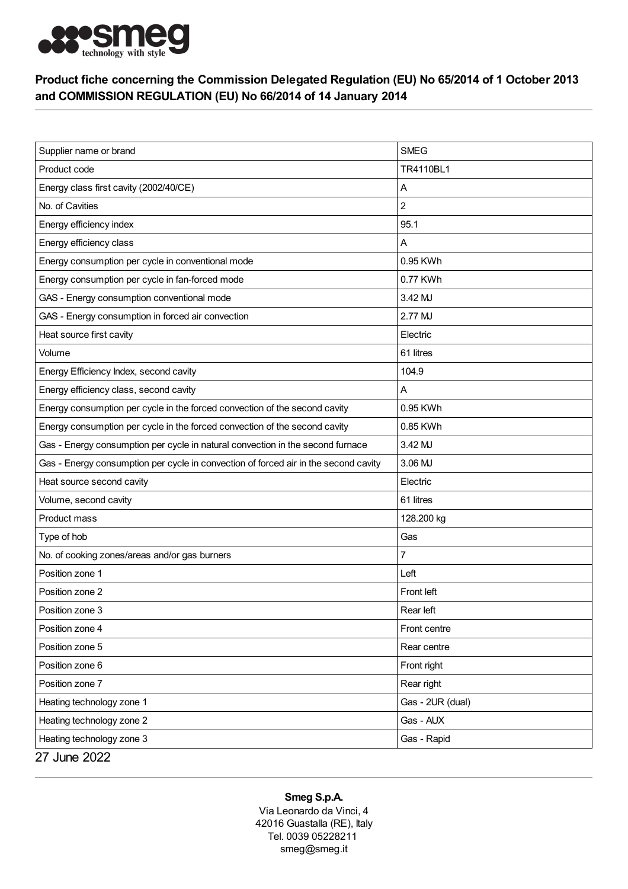# Product fiche concerning the Commission Delegated Regulation (EU) No 65/2014 of 1 October 2013 and COMMISSION REGULATION (EU) No 66/2014 of 14 January 2014

| | |
|---|---|
| Supplier name or brand | SMEG |
| Product code | TR4110BL1 |
| Energy class first cavity (2002/40/CE) | A |
| No. of Cavities | 2 |
| Energy efficiency index | 95.1 |
| Energy efficiency class | A |
| Energy consumption per cycle in conventional mode | 0.95 KWh |
| Energy consumption per cycle in fan-forced mode | 0.77 KWh |
| GAS - Energy consumption conventional mode | 3.42 MJ |
| GAS - Energy consumption in forced air convection | 2.77 MJ |
| Heat source first cavity | Electric |
| Volume | 61 litres |
| Energy Efficiency Index, second cavity | 104.9 |
| Energy efficiency class, second cavity | A |
| Energy consumption per cycle in the forced convection of the second cavity | 0.95 KWh |
| Energy consumption per cycle in the forced convection of the second cavity | 0.85 KWh |
| Gas - Energy consumption per cycle in natural convection in the second furnace | 3.42 MJ |
| Gas - Energy consumption per cycle in convection of forced air in the second cavity | 3.06 MJ |
| Heat source second cavity | Electric |
| Volume, second cavity | 61 litres |
| Product mass | 128.200 kg |
| Type of hob | Gas |
| No. of cooking zones/areas and/or gas burners | 7 |
| Position zone 1 | Left |
| Position zone 2 | Front left |
| Position zone 3 | Rear left |
| Position zone 4 | Front centre |
| Position zone 5 | Rear centre |
| Position zone 6 | Front right |
| Position zone 7 | Rear right |
| Heating technology zone 1 | Gas - 2UR (dual) |
| Heating technology zone 2 | Gas - AUX |
| Heating technology zone 3 | Gas - Rapid |

27 June 2022

**Smeg S.p.A.**
Via Leonardo da Vinci, 4
42016 Guastalla (RE), Italy
Tel. 0039 05228211
smeg@smeg.it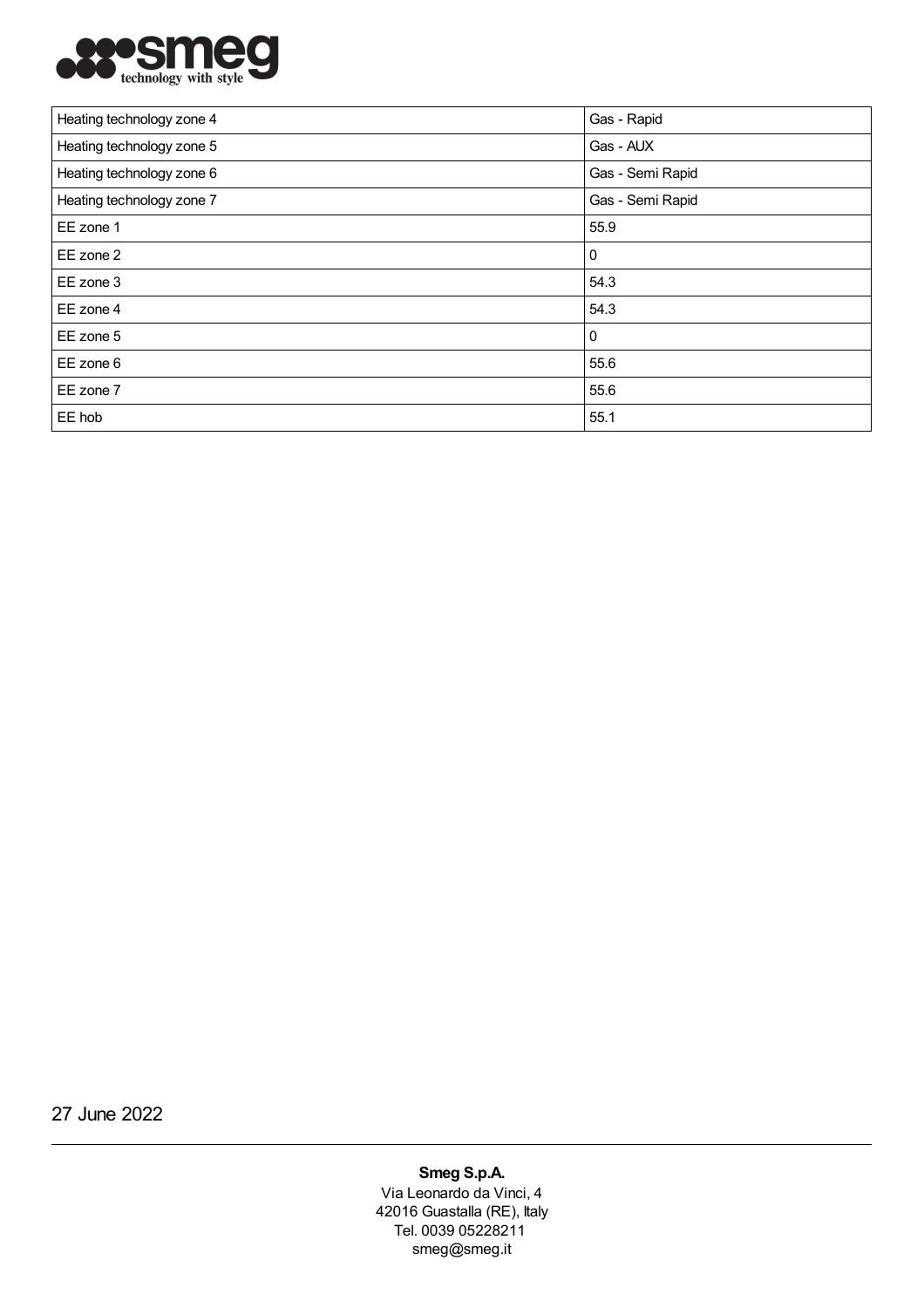| | |
|---|---|
| Heating technology zone 4 | Gas - Rapid |
| Heating technology zone 5 | Gas - AUX |
| Heating technology zone 6 | Gas - Semi Rapid |
| Heating technology zone 7 | Gas - Semi Rapid |
| EE zone 1 | 55.9 |
| EE zone 2 | 0 |
| EE zone 3 | 54.3 |
| EE zone 4 | 54.3 |
| EE zone 5 | 0 |
| EE zone 6 | 55.6 |
| EE zone 7 | 55.6 |
| EE hob | 55.1 |

27 June 2022

**Smeg S.p.A.**
Via Leonardo da Vinci, 4
42016 Guastalla (RE), Italy
Tel. 0039 05228211
smeg@smeg.it